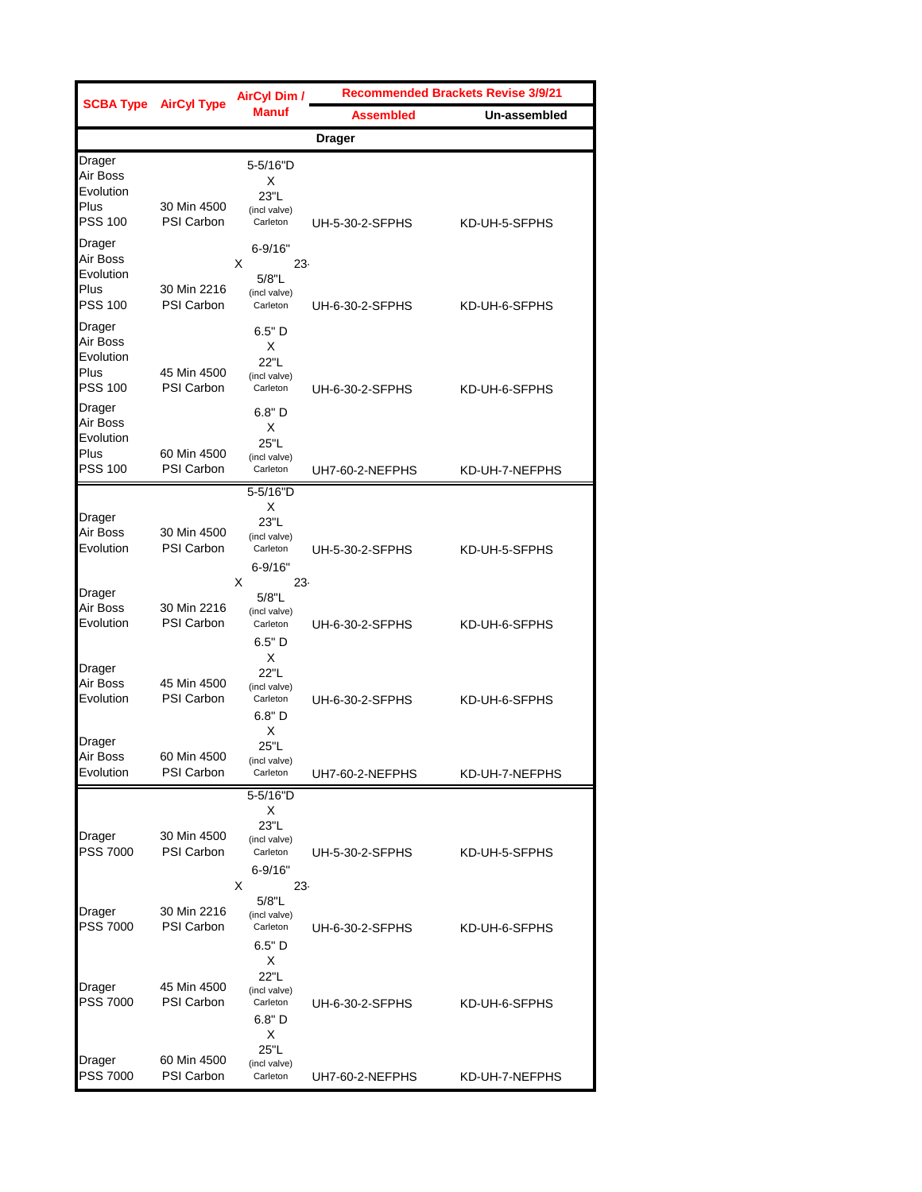| SCBA Type | AirCyl Type | AirCyl Dim / Manuf | Recommended Brackets Revise 3/9/21 | |
|---|---|---|---|---|
| | | | Assembled | Un-assembled |
| | | | **Drager** | |
| Drager Air Boss Evolution Plus PSS 100 | 30 Min 4500 PSI Carbon | 5-5/16"D X 23"L (incl valve) Carleton | UH-5-30-2-SFPHS | KD-UH-5-SFPHS |
| Drager Air Boss Evolution Plus PSS 100 | 30 Min 2216 PSI Carbon | 6-9/16" X 23-5/8"L (incl valve) Carleton | UH-6-30-2-SFPHS | KD-UH-6-SFPHS |
| Drager Air Boss Evolution Plus PSS 100 | 45 Min 4500 PSI Carbon | 6.5" D X 22"L (incl valve) Carleton | UH-6-30-2-SFPHS | KD-UH-6-SFPHS |
| Drager Air Boss Evolution Plus PSS 100 | 60 Min 4500 PSI Carbon | 6.8" D X 25"L (incl valve) Carleton | UH7-60-2-NEFPHS | KD-UH-7-NEFPHS |
| Drager Air Boss Evolution | 30 Min 4500 PSI Carbon | 5-5/16"D X 23"L (incl valve) Carleton | UH-5-30-2-SFPHS | KD-UH-5-SFPHS |
| Drager Air Boss Evolution | 30 Min 2216 PSI Carbon | 6-9/16" X 23-5/8"L (incl valve) Carleton | UH-6-30-2-SFPHS | KD-UH-6-SFPHS |
| Drager Air Boss Evolution | 45 Min 4500 PSI Carbon | 6.5" D X 22"L (incl valve) Carleton | UH-6-30-2-SFPHS | KD-UH-6-SFPHS |
| Drager Air Boss Evolution | 60 Min 4500 PSI Carbon | 6.8" D X 25"L (incl valve) Carleton | UH7-60-2-NEFPHS | KD-UH-7-NEFPHS |
| Drager PSS 7000 | 30 Min 4500 PSI Carbon | 5-5/16"D X 23"L (incl valve) Carleton | UH-5-30-2-SFPHS | KD-UH-5-SFPHS |
| Drager PSS 7000 | 30 Min 2216 PSI Carbon | 6-9/16" X 23-5/8"L (incl valve) Carleton | UH-6-30-2-SFPHS | KD-UH-6-SFPHS |
| Drager PSS 7000 | 45 Min 4500 PSI Carbon | 6.5" D X 22"L (incl valve) Carleton | UH-6-30-2-SFPHS | KD-UH-6-SFPHS |
| Drager PSS 7000 | 60 Min 4500 PSI Carbon | 6.8" D X 25"L (incl valve) Carleton | UH7-60-2-NEFPHS | KD-UH-7-NEFPHS |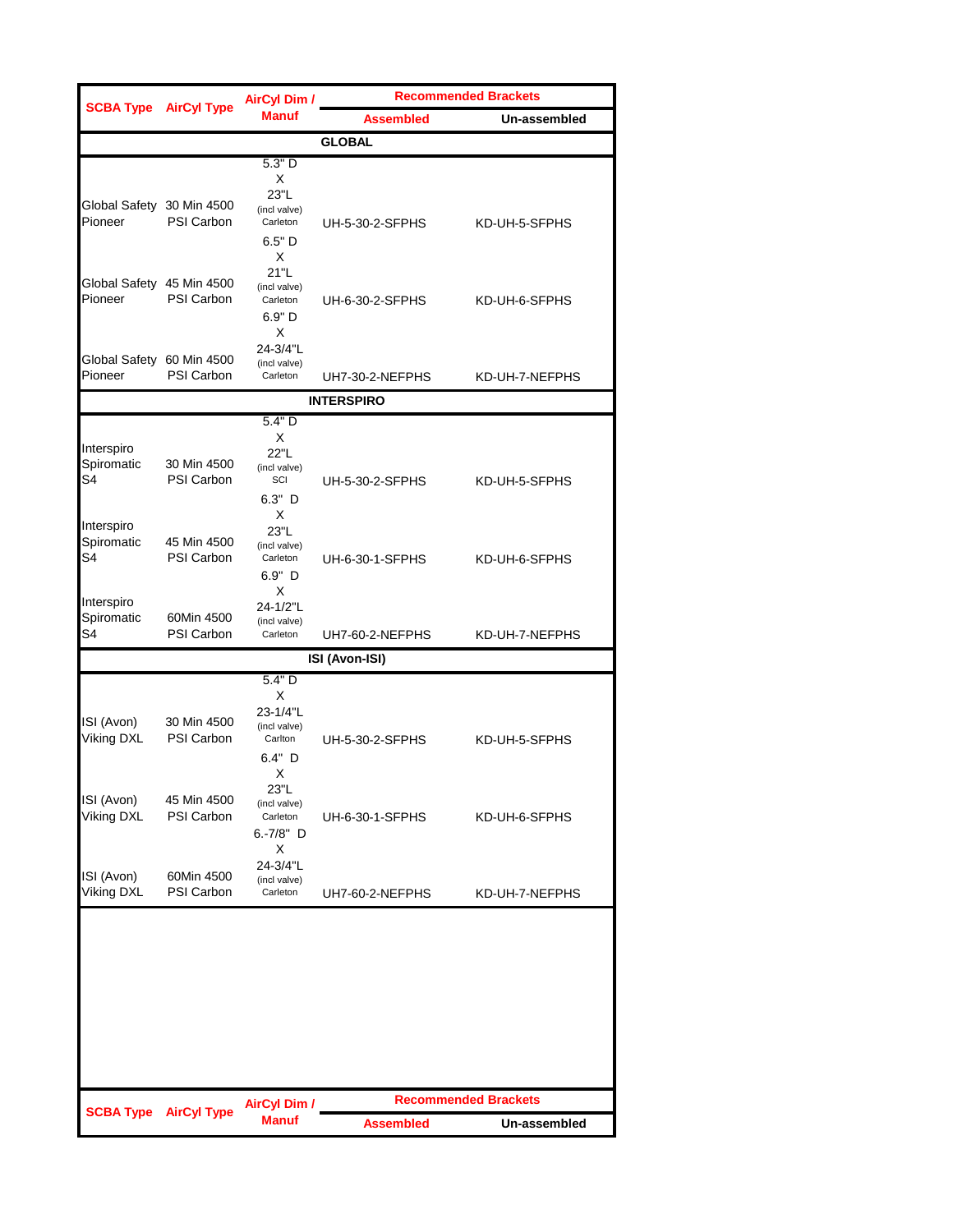| SCBA Type | AirCyl Type | AirCyl Dim / Manuf | Recommended Brackets | |
|---|---|---|---|---|
| | | | Assembled | Un-assembled |
| **GLOBAL** | | | | |
| Global Safety Pioneer | 30 Min 4500 PSI Carbon | 5.3" D X 23"L (incl valve) Carleton | UH-5-30-2-SFPHS | KD-UH-5-SFPHS |
| Global Safety Pioneer | 45 Min 4500 PSI Carbon | 6.5" D X 21"L (incl valve) Carleton | UH-6-30-2-SFPHS | KD-UH-6-SFPHS |
| Global Safety Pioneer | 60 Min 4500 PSI Carbon | 6.9" D X 24-3/4"L (incl valve) Carleton | UH7-30-2-NEFPHS | KD-UH-7-NEFPHS |
| **INTERSPIRO** | | | | |
| Interspiro Spiromatic S4 | 30 Min 4500 PSI Carbon | 5.4" D X 22"L (incl valve) SCI | UH-5-30-2-SFPHS | KD-UH-5-SFPHS |
| Interspiro Spiromatic S4 | 45 Min 4500 PSI Carbon | 6.3" D X 23"L (incl valve) Carleton | UH-6-30-1-SFPHS | KD-UH-6-SFPHS |
| Interspiro Spiromatic S4 | 60Min 4500 PSI Carbon | 6.9" D X 24-1/2"L (incl valve) Carleton | UH7-60-2-NEFPHS | KD-UH-7-NEFPHS |
| **ISI (Avon-ISI)** | | | | |
| ISI (Avon) Viking DXL | 30 Min 4500 PSI Carbon | 5.4" D X 23-1/4"L (incl valve) Carlton | UH-5-30-2-SFPHS | KD-UH-5-SFPHS |
| ISI (Avon) Viking DXL | 45 Min 4500 PSI Carbon | 6.4" D X 23"L (incl valve) Carleton | UH-6-30-1-SFPHS | KD-UH-6-SFPHS |
| ISI (Avon) Viking DXL | 60Min 4500 PSI Carbon | 6.-7/8" D X 24-3/4"L (incl valve) Carleton | UH7-60-2-NEFPHS | KD-UH-7-NEFPHS |

| SCBA Type | AirCyl Type | AirCyl Dim / Manuf | Recommended Brackets | |
|---|---|---|---|---|
| | | | Assembled | Un-assembled |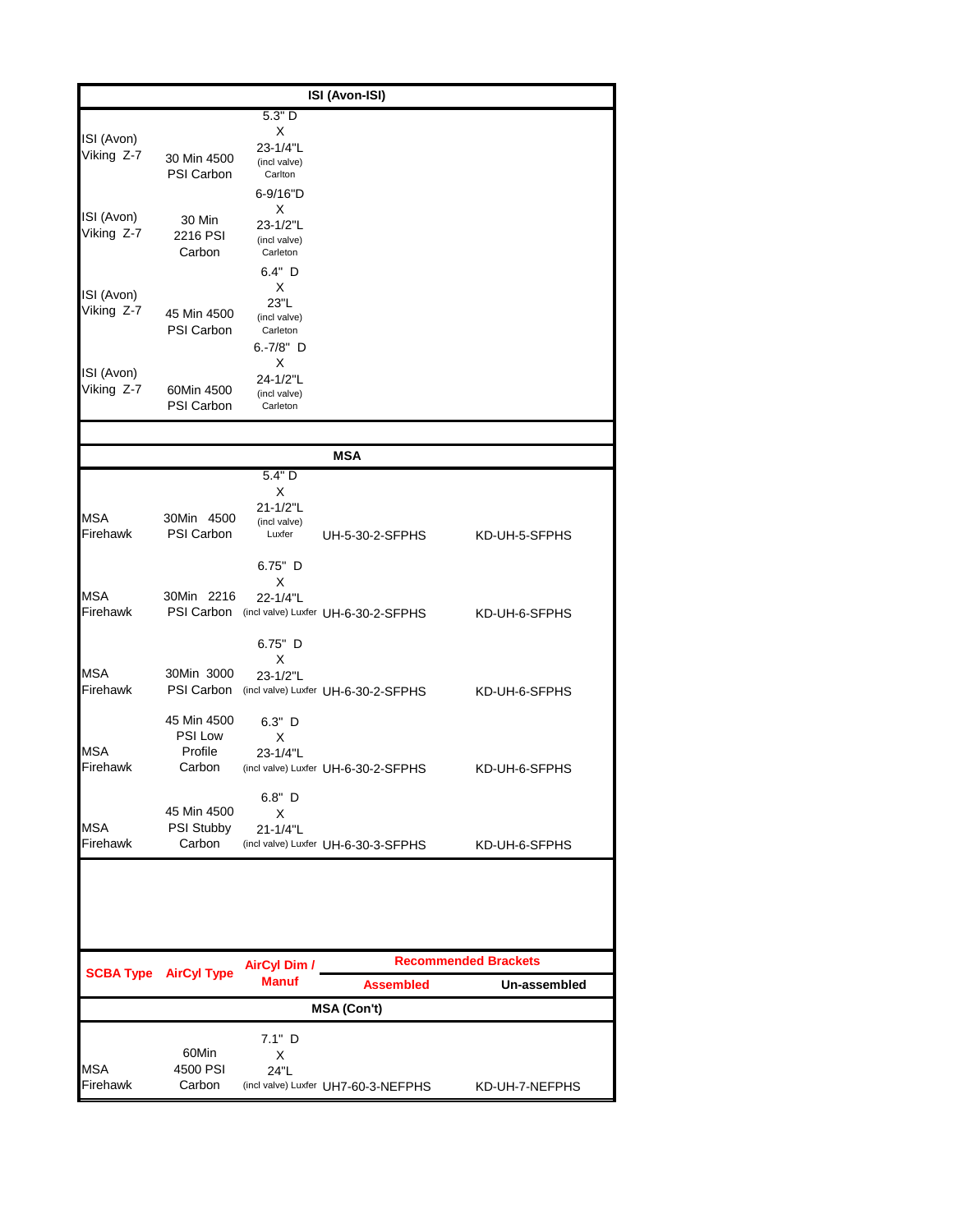| SCBA Type | AirCyl Type | AirCyl Dim / Manuf | Recommended Brackets | |
|---|---|---|---|---|
| | | | Assembled | Un-assembled |
| **ISI (Avon-ISI)** | | | | |
| ISI (Avon) Viking Z-7 | 30 Min 4500 PSI Carbon | 5.3" D X 23-1/4"L (incl valve) Carlton | | |
| ISI (Avon) Viking Z-7 | 30 Min 2216 PSI Carbon | 6-9/16"D X 23-1/2"L (incl valve) Carleton | | |
| ISI (Avon) Viking Z-7 | 45 Min 4500 PSI Carbon | 6.4" D X 23"L (incl valve) Carleton | | |
| ISI (Avon) Viking Z-7 | 60Min 4500 PSI Carbon | 6.-7/8" D X 24-1/2"L (incl valve) Carleton | | |
| **MSA** | | | | |
| MSA Firehawk | 30Min 4500 PSI Carbon | 5.4" D X 21-1/2"L (incl valve) Luxfer | UH-5-30-2-SFPHS | KD-UH-5-SFPHS |
| MSA Firehawk | 30Min 2216 PSI Carbon | 6.75" D X 22-1/4"L (incl valve) Luxfer | UH-6-30-2-SFPHS | KD-UH-6-SFPHS |
| MSA Firehawk | 30Min 3000 PSI Carbon | 6.75" D X 23-1/2"L (incl valve) Luxfer | UH-6-30-2-SFPHS | KD-UH-6-SFPHS |
| MSA Firehawk | 45 Min 4500 PSI Low Profile Carbon | 6.3" D X 23-1/4"L (incl valve) Luxfer | UH-6-30-2-SFPHS | KD-UH-6-SFPHS |
| MSA Firehawk | 45 Min 4500 PSI Stubby Carbon | 6.8" D X 21-1/4"L (incl valve) Luxfer | UH-6-30-3-SFPHS | KD-UH-6-SFPHS |
| **MSA (Con't)** | | | | |
| MSA Firehawk | 60Min 4500 PSI Carbon | 7.1" D X 24"L (incl valve) Luxfer | UH7-60-3-NEFPHS | KD-UH-7-NEFPHS |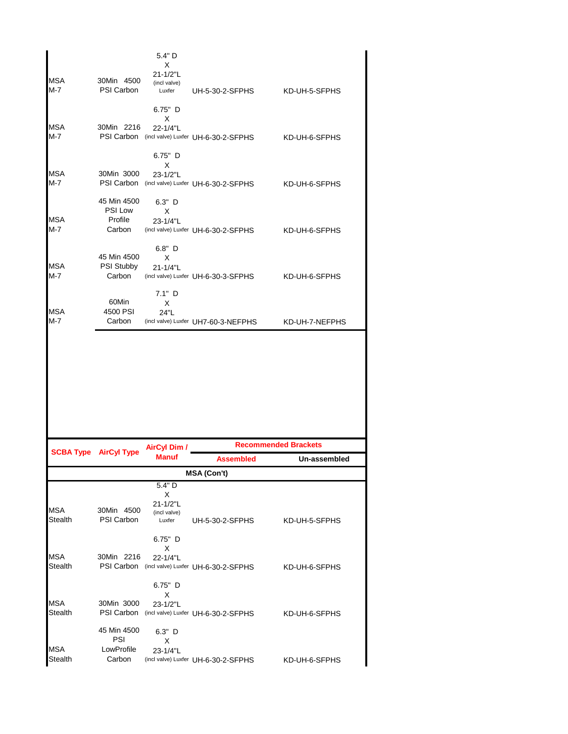| SCBA Type | AirCyl Type | AirCyl Dim / Manuf | Recommended Brackets | |
|---|---|---|---|---|
| | | | Assembled | Un-assembled |
| MSA M-7 | 30Min 4500 PSI Carbon | 5.4" D X 21-1/2"L (incl valve) Luxfer | UH-5-30-2-SFPHS | KD-UH-5-SFPHS |
| MSA M-7 | 30Min 2216 PSI Carbon | 6.75" D X 22-1/4"L (incl valve) Luxfer | UH-6-30-2-SFPHS | KD-UH-6-SFPHS |
| MSA M-7 | 30Min 3000 PSI Carbon | 6.75" D X 23-1/2"L (incl valve) Luxfer | UH-6-30-2-SFPHS | KD-UH-6-SFPHS |
| MSA M-7 | 45 Min 4500 PSI Low Profile Carbon | 6.3" D X 23-1/4"L (incl valve) Luxfer | UH-6-30-2-SFPHS | KD-UH-6-SFPHS |
| MSA M-7 | 45 Min 4500 PSI Stubby Carbon | 6.8" D X 21-1/4"L (incl valve) Luxfer | UH-6-30-3-SFPHS | KD-UH-6-SFPHS |
| MSA M-7 | 60Min 4500 PSI Carbon | 7.1" D X 24"L (incl valve) Luxfer | UH7-60-3-NEFPHS | KD-UH-7-NEFPHS |

| SCBA Type | AirCyl Type | AirCyl Dim / Manuf | Recommended Brackets | |
|---|---|---|---|---|
| | | | Assembled | Un-assembled |
| **MSA (Con't)** | | | | |
| MSA Stealth | 30Min 4500 PSI Carbon | 5.4" D X 21-1/2"L (incl valve) Luxfer | UH-5-30-2-SFPHS | KD-UH-5-SFPHS |
| MSA Stealth | 30Min 2216 PSI Carbon | 6.75" D X 22-1/4"L (incl valve) Luxfer | UH-6-30-2-SFPHS | KD-UH-6-SFPHS |
| MSA Stealth | 30Min 3000 PSI Carbon | 6.75" D X 23-1/2"L (incl valve) Luxfer | UH-6-30-2-SFPHS | KD-UH-6-SFPHS |
| MSA Stealth | 45 Min 4500 PSI LowProfile Carbon | 6.3" D X 23-1/4"L (incl valve) Luxfer | UH-6-30-2-SFPHS | KD-UH-6-SFPHS |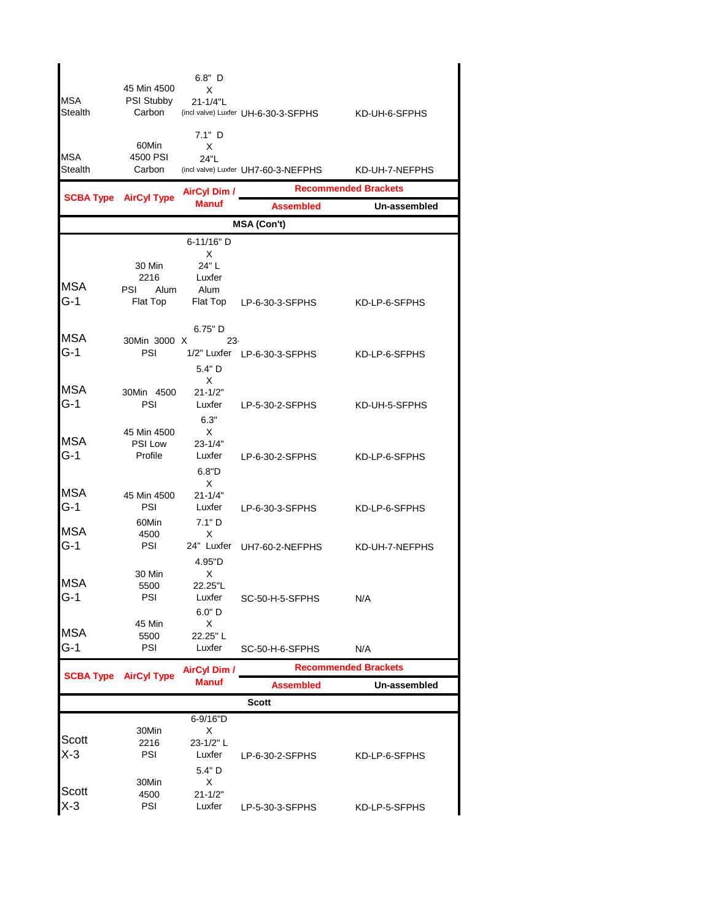| SCBA Type | AirCyl Type | AirCyl Dim / Manuf | Recommended Brackets Assembled | Recommended Brackets Un-assembled |
|---|---|---|---|---|
| MSA Stealth | 45 Min 4500 PSI Stubby Carbon | 6.8" D X 21-1/4"L (incl valve) Luxfer | UH-6-30-3-SFPHS | KD-UH-6-SFPHS |
| MSA Stealth | 60Min 4500 PSI Carbon | 7.1" D X 24"L (incl valve) Luxfer | UH7-60-3-NEFPHS | KD-UH-7-NEFPHS |

| SCBA Type | AirCyl Type | AirCyl Dim / Manuf | Recommended Brackets | |
|---|---|---|---|---|
| | | | Assembled | Un-assembled |
| **MSA (Con't)** | | | | |
| MSA G-1 | 30 Min 2216 PSI Alum Flat Top | 6-11/16" D X 24" L Luxfer Alum Flat Top | LP-6-30-3-SFPHS | KD-LP-6-SFPHS |
| MSA G-1 | 30Min 3000 PSI | 6.75" D X 23-1/2" Luxfer | LP-6-30-3-SFPHS | KD-LP-6-SFPHS |
| MSA G-1 | 30Min 4500 PSI | 5.4" D X 21-1/2" Luxfer | LP-5-30-2-SFPHS | KD-UH-5-SFPHS |
| MSA G-1 | 45 Min 4500 PSI Low Profile | 6.3" X 23-1/4" Luxfer | LP-6-30-2-SFPHS | KD-LP-6-SFPHS |
| MSA G-1 | 45 Min 4500 PSI | 6.8"D X 21-1/4" Luxfer | LP-6-30-3-SFPHS | KD-LP-6-SFPHS |
| MSA G-1 | 60Min 4500 PSI | 7.1" D X 24" Luxfer | UH7-60-2-NEFPHS | KD-UH-7-NEFPHS |
| MSA G-1 | 30 Min 5500 PSI | 4.95"D X 22.25"L Luxfer | SC-50-H-5-SFPHS | N/A |
| MSA G-1 | 45 Min 5500 PSI | 6.0" D X 22.25" L Luxfer | SC-50-H-6-SFPHS | N/A |

| SCBA Type | AirCyl Type | AirCyl Dim / Manuf | Recommended Brackets | |
|---|---|---|---|---|
| | | | Assembled | Un-assembled |
| **Scott** | | | | |
| Scott X-3 | 30Min 2216 PSI | 6-9/16"D X 23-1/2" L Luxfer | LP-6-30-2-SFPHS | KD-LP-6-SFPHS |
| Scott X-3 | 30Min 4500 PSI | 5.4" D X 21-1/2" Luxfer | LP-5-30-3-SFPHS | KD-LP-5-SFPHS |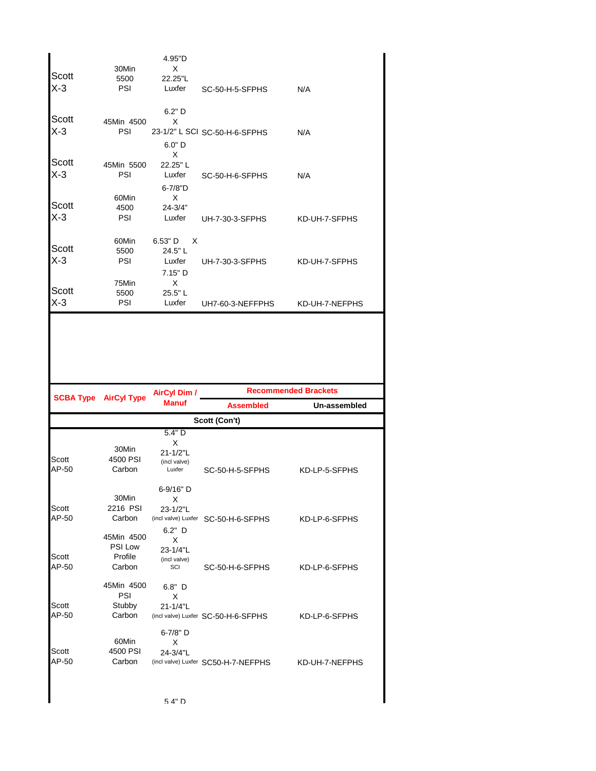| SCBA Type | AirCyl Type | AirCyl Dim / Manuf | Recommended Brackets Assembled | Recommended Brackets Un-assembled |
|---|---|---|---|---|
| Scott X-3 | 30Min 5500 PSI | 4.95"D X 22.25"L Luxfer | SC-50-H-5-SFPHS | N/A |
| Scott X-3 | 45Min 4500 PSI | 6.2" D X 23-1/2" L SCI | SC-50-H-6-SFPHS | N/A |
| Scott X-3 | 45Min 5500 PSI | 6.0" D X 22.25" L Luxfer | SC-50-H-6-SFPHS | N/A |
| Scott X-3 | 60Min 4500 PSI | 6-7/8"D X 24-3/4" Luxfer | UH-7-30-3-SFPHS | KD-UH-7-SFPHS |
| Scott X-3 | 60Min 5500 PSI | 6.53" D X 24.5" L Luxfer | UH-7-30-3-SFPHS | KD-UH-7-SFPHS |
| Scott X-3 | 75Min 5500 PSI | 7.15" D X 25.5" L Luxfer | UH7-60-3-NEFFPHS | KD-UH-7-NEFFPHS |

| SCBA Type | AirCyl Type | AirCyl Dim / Manuf | Recommended Brackets | |
|---|---|---|---|---|
| | | | Assembled | Un-assembled |
| | | **Scott (Con't)** | | |
| Scott AP-50 | 30Min 4500 PSI Carbon | 5.4" D X 21-1/2"L (incl valve) Luxfer | SC-50-H-5-SFPHS | KD-LP-5-SFPHS |
| Scott AP-50 | 30Min 2216 PSI Carbon | 6-9/16" D X 23-1/2"L (incl valve) Luxfer | SC-50-H-6-SFPHS | KD-LP-6-SFPHS |
| Scott AP-50 | 45Min 4500 PSI Low Profile Carbon | 6.2" D X 23-1/4"L (incl valve) SCI | SC-50-H-6-SFPHS | KD-LP-6-SFPHS |
| Scott AP-50 | 45Min 4500 PSI Stubby Carbon | 6.8" D X 21-1/4"L (incl valve) Luxfer | SC-50-H-6-SFPHS | KD-LP-6-SFPHS |
| Scott AP-50 | 60Min 4500 PSI Carbon | 6-7/8" D X 24-3/4"L (incl valve) Luxfer | SC50-H-7-NEFFPHS | KD-UH-7-NEFFPHS |
| | | 5.4" D | | |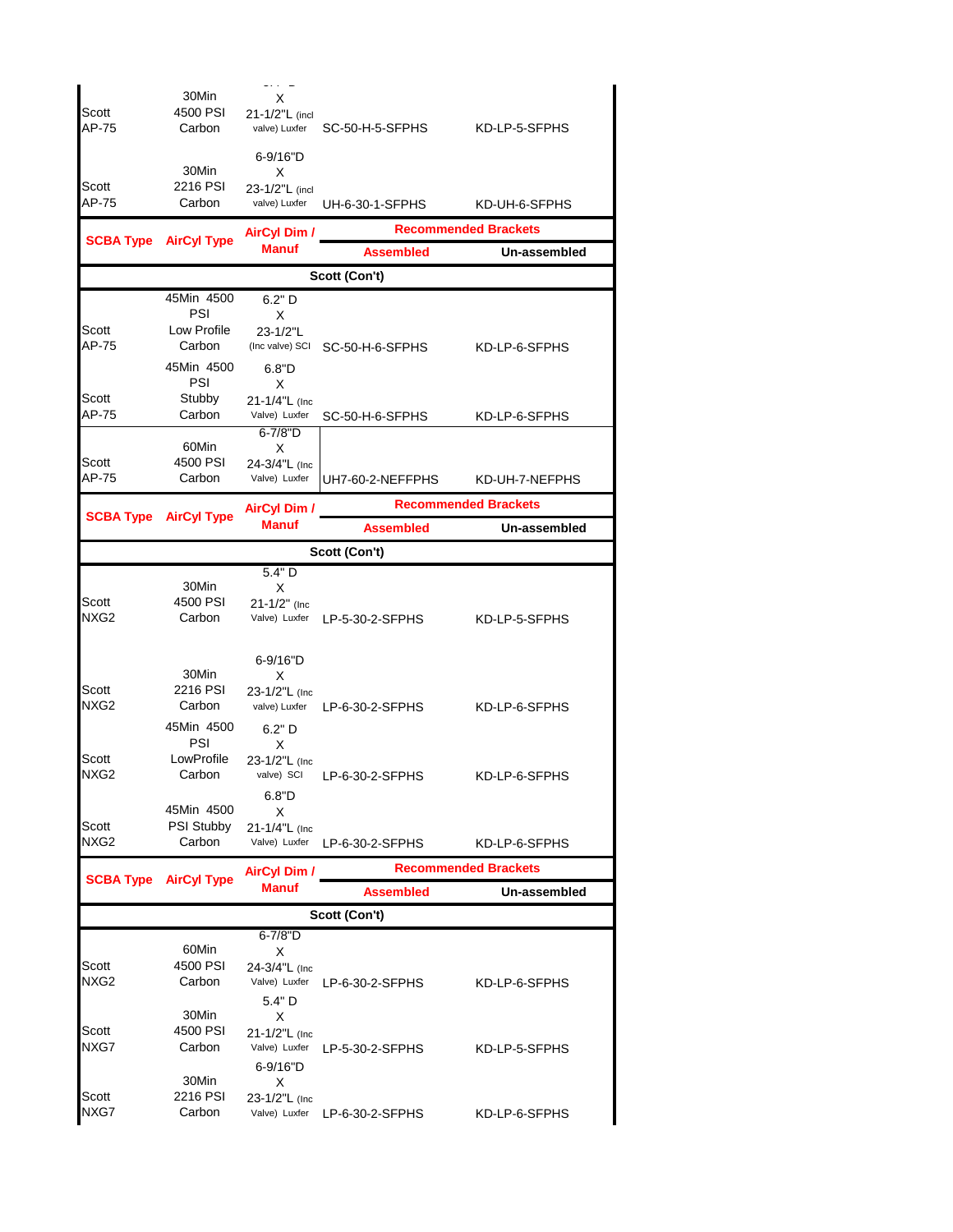| SCBA Type | AirCyl Type | AirCyl Dim / Manuf | Recommended Brackets | |
|---|---|---|---|---|
| | | | Assembled | Un-assembled |
| Scott AP-75 | 30Min 4500 PSI Carbon | ... D X 21-1/2"L (incl valve) Luxfer | SC-50-H-5-SFPHS | KD-LP-5-SFPHS |
| Scott AP-75 | 30Min 2216 PSI Carbon | 6-9/16"D X 23-1/2"L (incl valve) Luxfer | UH-6-30-1-SFPHS | KD-UH-6-SFPHS |

| SCBA Type | AirCyl Type | AirCyl Dim / Manuf | Recommended Brackets | |
|---|---|---|---|---|
| | | | Assembled | Un-assembled |
| **Scott (Con't)** | | | | |
| Scott AP-75 | 45Min 4500 PSI Low Profile Carbon | 6.2" D X 23-1/2"L (Inc valve) SCI | SC-50-H-6-SFPHS | KD-LP-6-SFPHS |
| Scott AP-75 | 45Min 4500 PSI Stubby Carbon | 6.8"D X 21-1/4"L (Inc Valve) Luxfer | SC-50-H-6-SFPHS | KD-LP-6-SFPHS |
| Scott AP-75 | 60Min 4500 PSI Carbon | 6-7/8"D X 24-3/4"L (Inc Valve) Luxfer | UH7-60-2-NEFFPHS | KD-UH-7-NEFPHS |

| SCBA Type | AirCyl Type | AirCyl Dim / Manuf | Recommended Brackets | |
|---|---|---|---|---|
| | | | Assembled | Un-assembled |
| **Scott (Con't)** | | | | |
| Scott NXG2 | 30Min 4500 PSI Carbon | 5.4" D X 21-1/2" (Inc Valve) Luxfer | LP-5-30-2-SFPHS | KD-LP-5-SFPHS |
| Scott NXG2 | 30Min 2216 PSI Carbon | 6-9/16"D X 23-1/2"L (Inc valve) Luxfer | LP-6-30-2-SFPHS | KD-LP-6-SFPHS |
| Scott NXG2 | 45Min 4500 PSI LowProfile Carbon | 6.2" D X 23-1/2"L (Inc valve) SCI | LP-6-30-2-SFPHS | KD-LP-6-SFPHS |
| Scott NXG2 | 45Min 4500 PSI Stubby Carbon | 6.8"D X 21-1/4"L (Inc Valve) Luxfer | LP-6-30-2-SFPHS | KD-LP-6-SFPHS |

| SCBA Type | AirCyl Type | AirCyl Dim / Manuf | Recommended Brackets | |
|---|---|---|---|---|
| | | | Assembled | Un-assembled |
| **Scott (Con't)** | | | | |
| Scott NXG2 | 60Min 4500 PSI Carbon | 6-7/8"D X 24-3/4"L (Inc Valve) Luxfer | LP-6-30-2-SFPHS | KD-LP-6-SFPHS |
| Scott NXG7 | 30Min 4500 PSI Carbon | 5.4" D X 21-1/2"L (Inc Valve) Luxfer | LP-5-30-2-SFPHS | KD-LP-5-SFPHS |
| Scott NXG7 | 30Min 2216 PSI Carbon | 6-9/16"D X 23-1/2"L (Inc Valve) Luxfer | LP-6-30-2-SFPHS | KD-LP-6-SFPHS |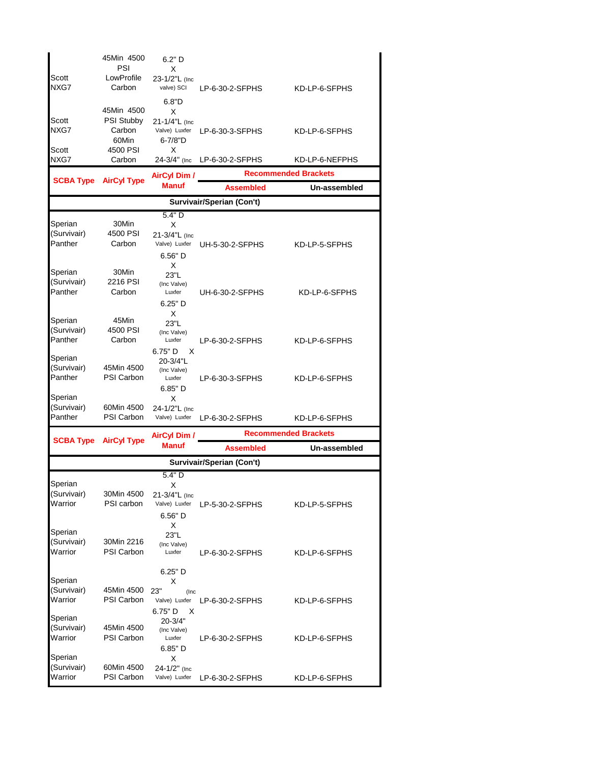| | | | | |
|---|---|---|---|---|
| Scott NXG7 | 45Min 4500 PSI LowProfile Carbon | 6.2" D X 23-1/2"L (Inc valve) SCI | LP-6-30-2-SFPHS | KD-LP-6-SFPHS |
| Scott NXG7 | 45Min 4500 PSI Stubby Carbon | 6.8"D X 21-1/4"L (Inc Valve) Luxfer | LP-6-30-3-SFPHS | KD-LP-6-SFPHS |
| Scott NXG7 | 60Min 4500 PSI Carbon | 6-7/8"D X 24-3/4" (Inc | LP-6-30-2-SFPHS | KD-LP-6-NEFPHS |

| SCBA Type | AirCyl Type | AirCyl Dim / Manuf | Recommended Brackets | |
|---|---|---|---|---|
| | | | Assembled | Un-assembled |
| **Survivair/Sperian (Con't)** | | | | |
| Sperian (Survivair) Panther | 30Min 4500 PSI Carbon | 5.4" D X 21-3/4"L (Inc Valve) Luxfer | UH-5-30-2-SFPHS | KD-LP-5-SFPHS |
| Sperian (Survivair) Panther | 30Min 2216 PSI Carbon | 6.56" D X 23"L (Inc Valve) Luxfer | UH-6-30-2-SFPHS | KD-LP-6-SFPHS |
| Sperian (Survivair) Panther | 45Min 4500 PSI Carbon | 6.25" D X 23"L (Inc Valve) Luxfer | LP-6-30-2-SFPHS | KD-LP-6-SFPHS |
| Sperian (Survivair) Panther | 45Min 4500 PSI Carbon | 6.75" D X 20-3/4"L (Inc Valve) Luxfer | LP-6-30-3-SFPHS | KD-LP-6-SFPHS |
| Sperian (Survivair) Panther | 60Min 4500 PSI Carbon | 6.85" D X 24-1/2"L (Inc Valve) Luxfer | LP-6-30-2-SFPHS | KD-LP-6-SFPHS |

| SCBA Type | AirCyl Type | AirCyl Dim / Manuf | Recommended Brackets | |
|---|---|---|---|---|
| | | | Assembled | Un-assembled |
| **Survivair/Sperian (Con't)** | | | | |
| Sperian (Survivair) Warrior | 30Min 4500 PSI carbon | 5.4" D X 21-3/4"L (Inc Valve) Luxfer | LP-5-30-2-SFPHS | KD-LP-5-SFPHS |
| Sperian (Survivair) Warrior | 30Min 2216 PSI Carbon | 6.56" D X 23"L (Inc Valve) Luxfer | LP-6-30-2-SFPHS | KD-LP-6-SFPHS |
| Sperian (Survivair) Warrior | 45Min 4500 PSI Carbon | 6.25" D X 23" (Inc Valve) Luxfer | LP-6-30-2-SFPHS | KD-LP-6-SFPHS |
| Sperian (Survivair) Warrior | 45Min 4500 PSI Carbon | 6.75" D X 20-3/4" (Inc Valve) Luxfer | LP-6-30-2-SFPHS | KD-LP-6-SFPHS |
| Sperian (Survivair) Warrior | 60Min 4500 PSI Carbon | 6.85" D X 24-1/2" (Inc Valve) Luxfer | LP-6-30-2-SFPHS | KD-LP-6-SFPHS |